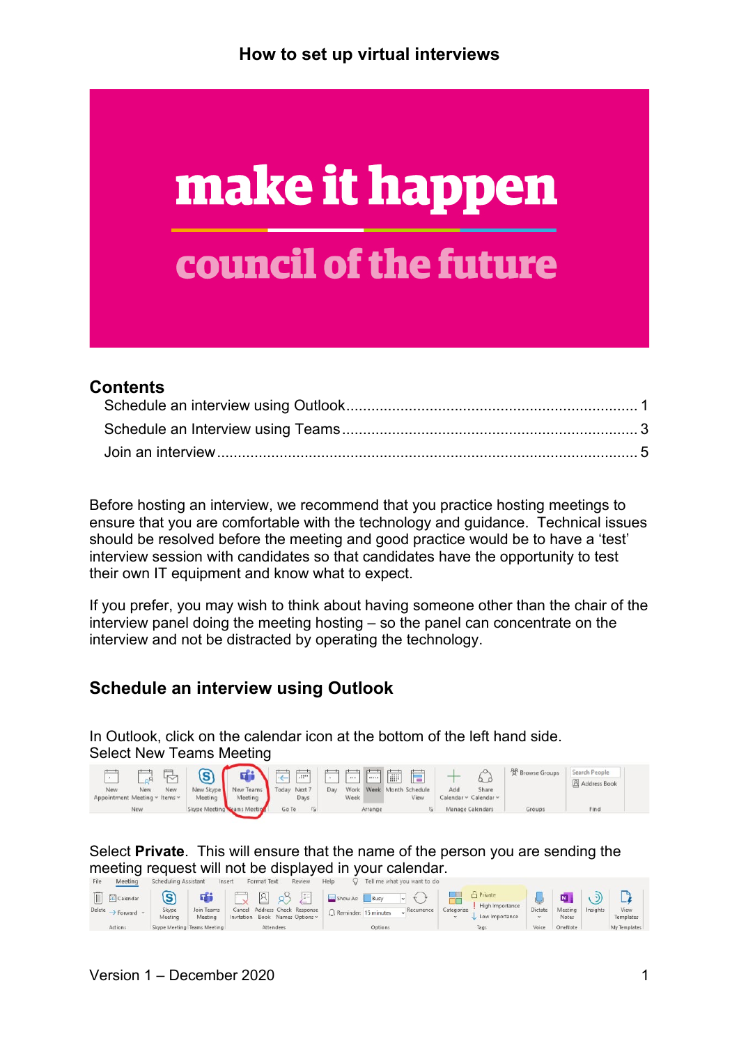# How to set up virtual interviews

make it happen

council of the future

## Contents

Schedule an interview using Outlook ........................................................................ 1

Schedule an Interview using Teams ........................................................................ 3

Join an interview ........................................................................................................ 5

Before hosting an interview, we recommend that you practice hosting meetings to ensure that you are comfortable with the technology and guidance. Technical issues should be resolved before the meeting and good practice would be to have a 'test' interview session with candidates so that candidates have the opportunity to test their own IT equipment and know what to expect.

If you prefer, you may wish to think about having someone other than the chair of the interview panel doing the meeting hosting – so the panel can concentrate on the interview and not be distracted by operating the technology.

## Schedule an interview using Outlook

In Outlook, click on the calendar icon at the bottom of the left hand side.
Select New Teams Meeting

Select **Private**. This will ensure that the name of the person you are sending the meeting request will not be displayed in your calendar.

Version 1 – December 2020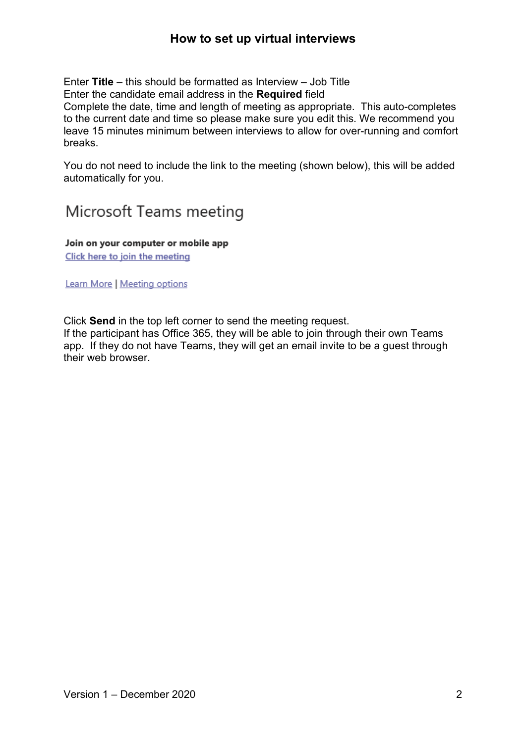Enter **Title** – this should be formatted as Interview – Job Title
Enter the candidate email address in the **Required** field
Complete the date, time and length of meeting as appropriate. This auto-completes to the current date and time so please make sure you edit this. We recommend you leave 15 minutes minimum between interviews to allow for over-running and comfort breaks.

You do not need to include the link to the meeting (shown below), this will be added automatically for you.

Microsoft Teams meeting

**Join on your computer or mobile app**
Click here to join the meeting

Learn More | Meeting options

Click **Send** in the top left corner to send the meeting request.
If the participant has Office 365, they will be able to join through their own Teams app. If they do not have Teams, they will get an email invite to be a guest through their web browser.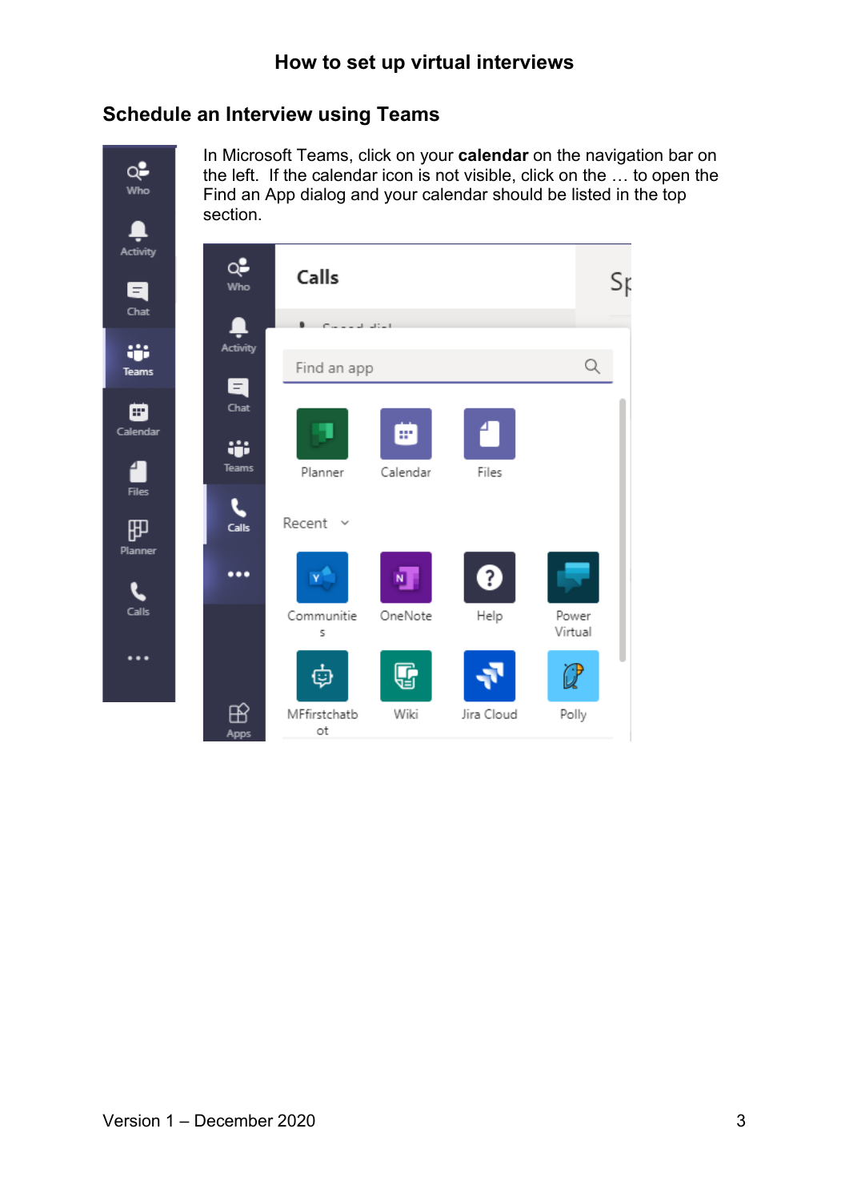# How to set up virtual interviews

## Schedule an Interview using Teams

In Microsoft Teams, click on your **calendar** on the navigation bar on the left. If the calendar icon is not visible, click on the … to open the Find an App dialog and your calendar should be listed in the top section.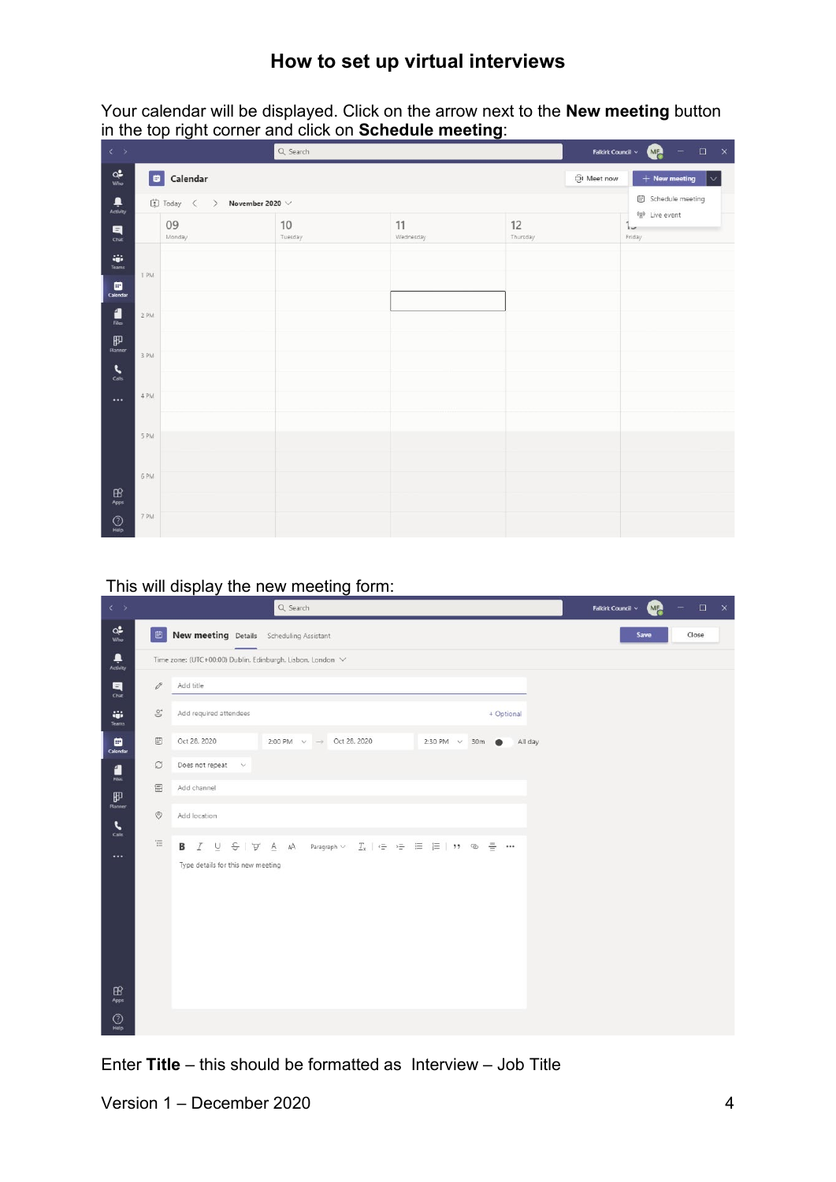# How to set up virtual interviews

Your calendar will be displayed. Click on the arrow next to the **New meeting** button in the top right corner and click on **Schedule meeting**:

This will display the new meeting form:

Enter **Title** – this should be formatted as Interview – Job Title

Version 1 – December 2020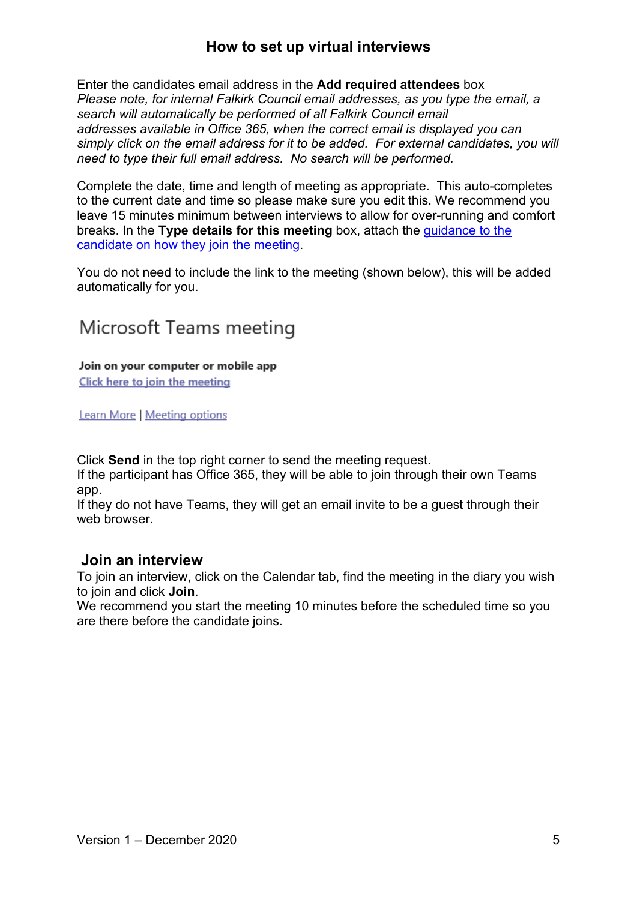# How to set up virtual interviews

Enter the candidates email address in the **Add required attendees** box
*Please note, for internal Falkirk Council email addresses, as you type the email, a search will automatically be performed of all Falkirk Council email addresses available in Office 365, when the correct email is displayed you can simply click on the email address for it to be added. For external candidates, you will need to type their full email address. No search will be performed.*

Complete the date, time and length of meeting as appropriate. This auto-completes to the current date and time so please make sure you edit this. We recommend you leave 15 minutes minimum between interviews to allow for over-running and comfort breaks. In the **Type details for this meeting** box, attach the guidance to the candidate on how they join the meeting.

You do not need to include the link to the meeting (shown below), this will be added automatically for you.

Microsoft Teams meeting

**Join on your computer or mobile app**
Click here to join the meeting

Learn More | Meeting options

Click **Send** in the top right corner to send the meeting request.
If the participant has Office 365, they will be able to join through their own Teams app.
If they do not have Teams, they will get an email invite to be a guest through their web browser.

## Join an interview

To join an interview, click on the Calendar tab, find the meeting in the diary you wish to join and click **Join**.
We recommend you start the meeting 10 minutes before the scheduled time so you are there before the candidate joins.

Version 1 – December 2020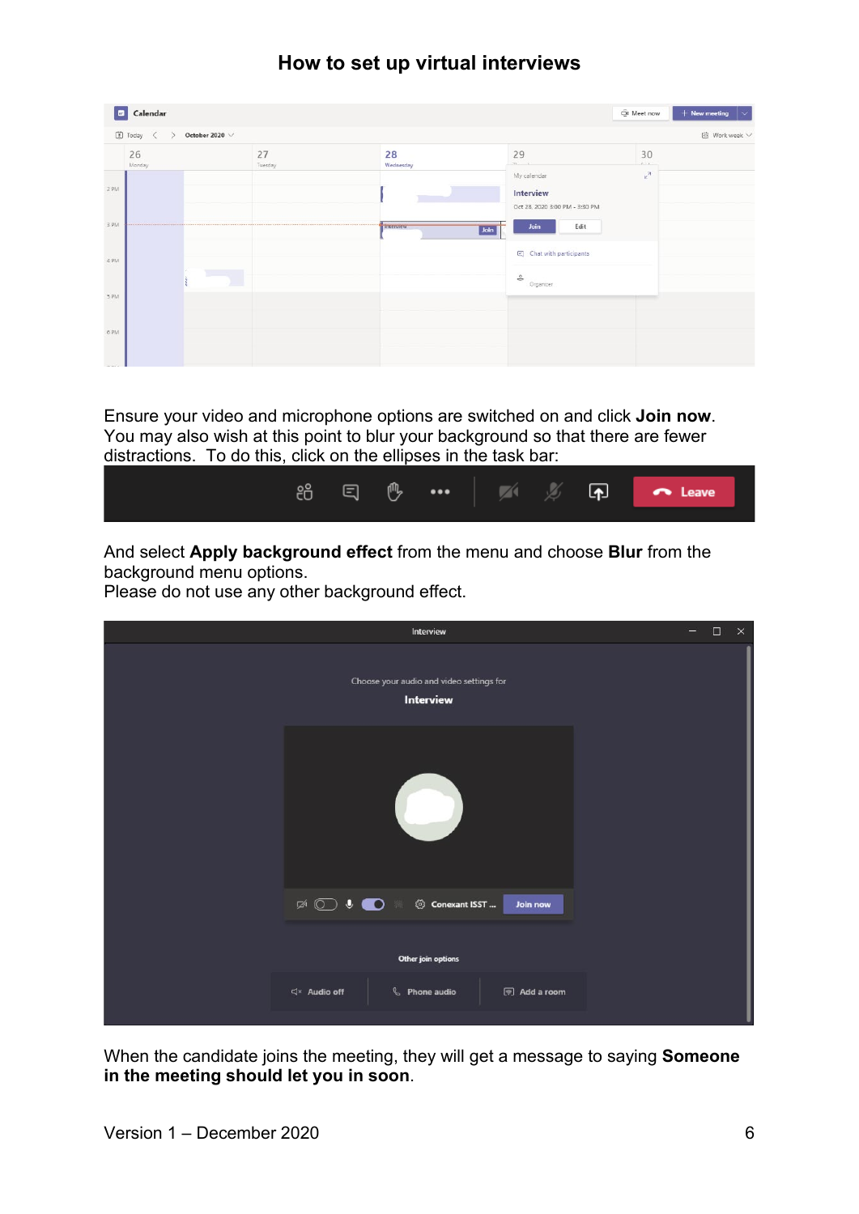# How to set up virtual interviews

Ensure your video and microphone options are switched on and click **Join now**. You may also wish at this point to blur your background so that there are fewer distractions. To do this, click on the ellipses in the task bar:

And select **Apply background effect** from the menu and choose **Blur** from the background menu options.
Please do not use any other background effect.

When the candidate joins the meeting, they will get a message to saying **Someone in the meeting should let you in soon**.

Version 1 – December 2020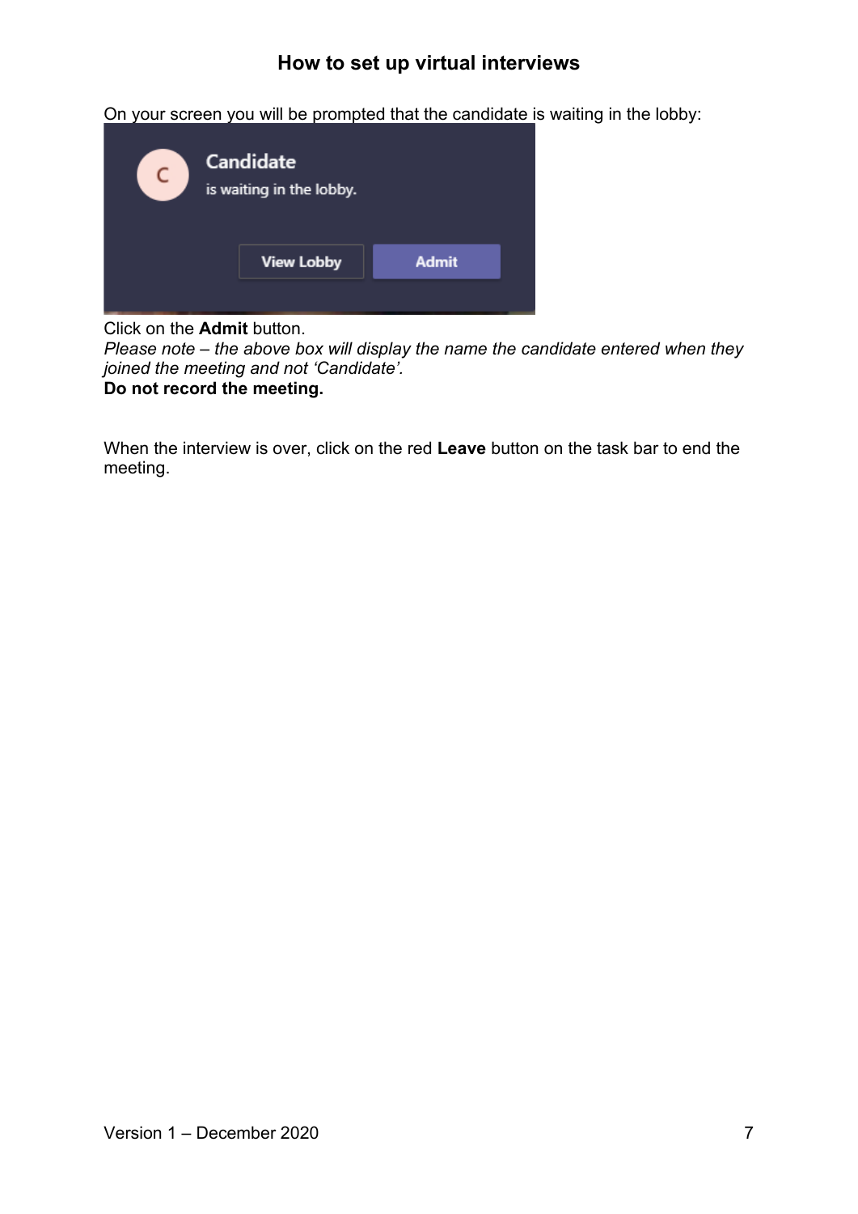## How to set up virtual interviews

On your screen you will be prompted that the candidate is waiting in the lobby:

Click on the **Admit** button.
*Please note – the above box will display the name the candidate entered when they joined the meeting and not 'Candidate'.*
**Do not record the meeting.**

When the interview is over, click on the red **Leave** button on the task bar to end the meeting.